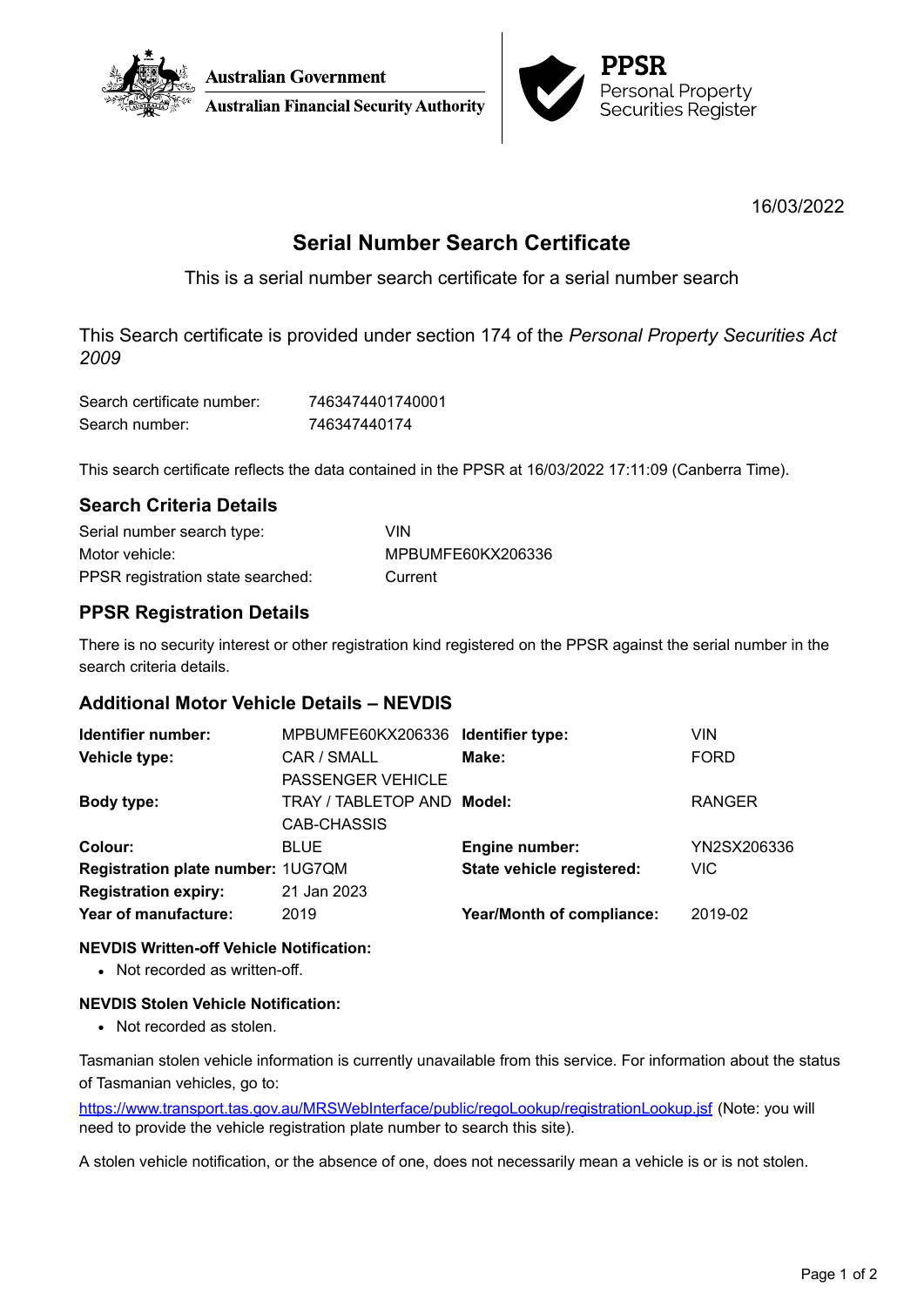Australian Government
Australian Financial Security Authority

PPSR
Personal Property Securities Register

16/03/2022

# Serial Number Search Certificate

This is a serial number search certificate for a serial number search

This Search certificate is provided under section 174 of the *Personal Property Securities Act 2009*

| | |
|---|---|
| Search certificate number: | 7463474401740001 |
| Search number: | 746347440174 |

This search certificate reflects the data contained in the PPSR at 16/03/2022 17:11:09 (Canberra Time).

## Search Criteria Details

| | |
|---|---|
| Serial number search type: | VIN |
| Motor vehicle: | MPBUMFE60KX206336 |
| PPSR registration state searched: | Current |

## PPSR Registration Details

There is no security interest or other registration kind registered on the PPSR against the serial number in the search criteria details.

## Additional Motor Vehicle Details – NEVDIS

| | | | |
|---|---|---|---|
| **Identifier number:** | MPBUMFE60KX206336 | **Identifier type:** | VIN |
| **Vehicle type:** | CAR / SMALL PASSENGER VEHICLE | **Make:** | FORD |
| **Body type:** | TRAY / TABLETOP AND CAB-CHASSIS | **Model:** | RANGER |
| **Colour:** | BLUE | **Engine number:** | YN2SX206336 |
| **Registration plate number:** | 1UG7QM | **State vehicle registered:** | VIC |
| **Registration expiry:** | 21 Jan 2023 | | |
| **Year of manufacture:** | 2019 | **Year/Month of compliance:** | 2019-02 |

**NEVDIS Written-off Vehicle Notification:**

- Not recorded as written-off.

**NEVDIS Stolen Vehicle Notification:**

- Not recorded as stolen.

Tasmanian stolen vehicle information is currently unavailable from this service. For information about the status of Tasmanian vehicles, go to:

https://www.transport.tas.gov.au/MRSWebInterface/public/regoLookup/registrationLookup.jsf (Note: you will need to provide the vehicle registration plate number to search this site).

A stolen vehicle notification, or the absence of one, does not necessarily mean a vehicle is or is not stolen.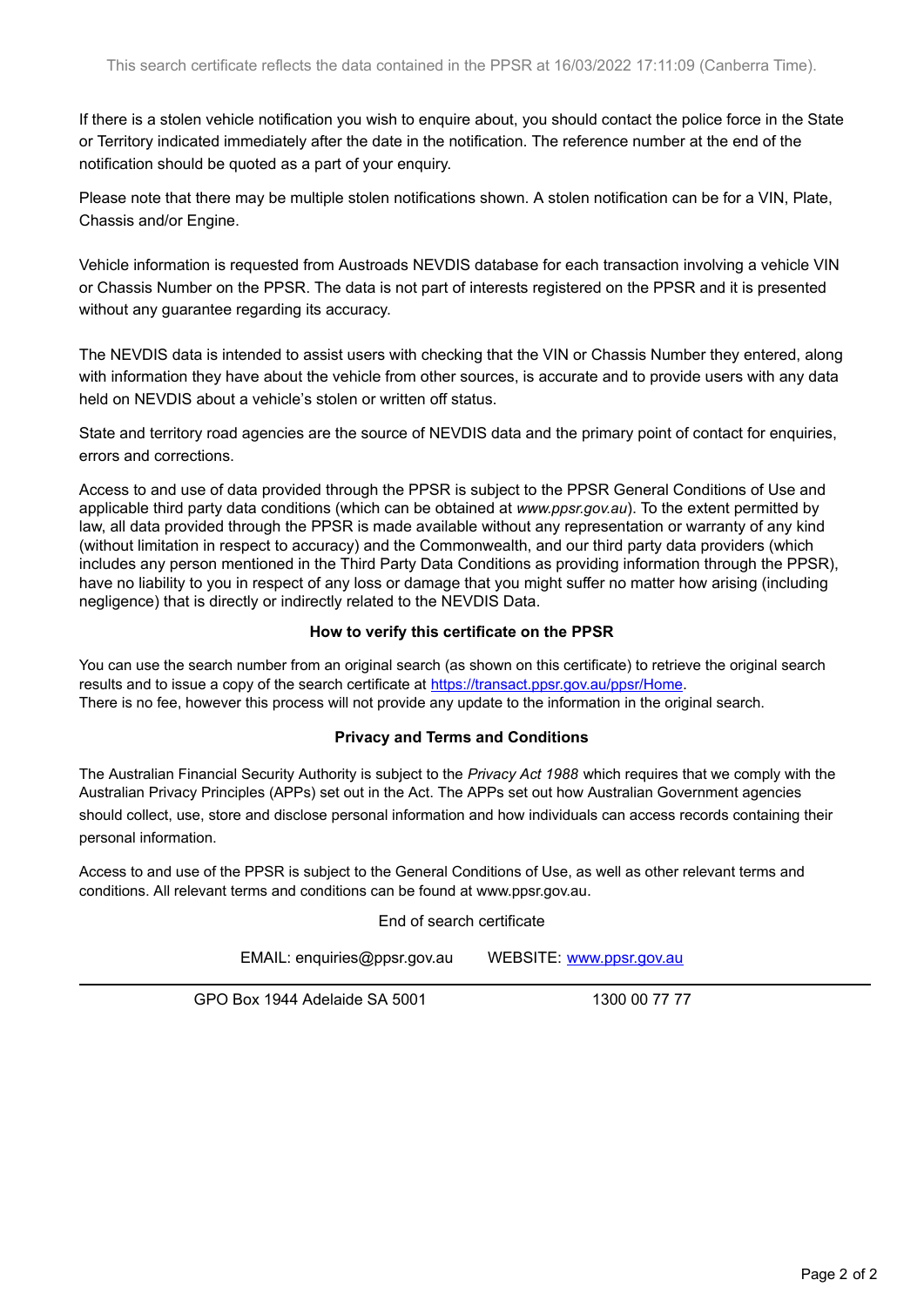This search certificate reflects the data contained in the PPSR at 16/03/2022 17:11:09 (Canberra Time).

If there is a stolen vehicle notification you wish to enquire about, you should contact the police force in the State or Territory indicated immediately after the date in the notification. The reference number at the end of the notification should be quoted as a part of your enquiry.

Please note that there may be multiple stolen notifications shown. A stolen notification can be for a VIN, Plate, Chassis and/or Engine.

Vehicle information is requested from Austroads NEVDIS database for each transaction involving a vehicle VIN or Chassis Number on the PPSR. The data is not part of interests registered on the PPSR and it is presented without any guarantee regarding its accuracy.

The NEVDIS data is intended to assist users with checking that the VIN or Chassis Number they entered, along with information they have about the vehicle from other sources, is accurate and to provide users with any data held on NEVDIS about a vehicle's stolen or written off status.

State and territory road agencies are the source of NEVDIS data and the primary point of contact for enquiries, errors and corrections.

Access to and use of data provided through the PPSR is subject to the PPSR General Conditions of Use and applicable third party data conditions (which can be obtained at *www.ppsr.gov.au*). To the extent permitted by law, all data provided through the PPSR is made available without any representation or warranty of any kind (without limitation in respect to accuracy) and the Commonwealth, and our third party data providers (which includes any person mentioned in the Third Party Data Conditions as providing information through the PPSR), have no liability to you in respect of any loss or damage that you might suffer no matter how arising (including negligence) that is directly or indirectly related to the NEVDIS Data.

**How to verify this certificate on the PPSR**

You can use the search number from an original search (as shown on this certificate) to retrieve the original search results and to issue a copy of the search certificate at https://transact.ppsr.gov.au/ppsr/Home.
There is no fee, however this process will not provide any update to the information in the original search.

**Privacy and Terms and Conditions**

The Australian Financial Security Authority is subject to the *Privacy Act 1988* which requires that we comply with the Australian Privacy Principles (APPs) set out in the Act. The APPs set out how Australian Government agencies should collect, use, store and disclose personal information and how individuals can access records containing their personal information.

Access to and use of the PPSR is subject to the General Conditions of Use, as well as other relevant terms and conditions. All relevant terms and conditions can be found at www.ppsr.gov.au.

End of search certificate

EMAIL: enquiries@ppsr.gov.au WEBSITE: www.ppsr.gov.au

GPO Box 1944 Adelaide SA 5001 1300 00 77 77